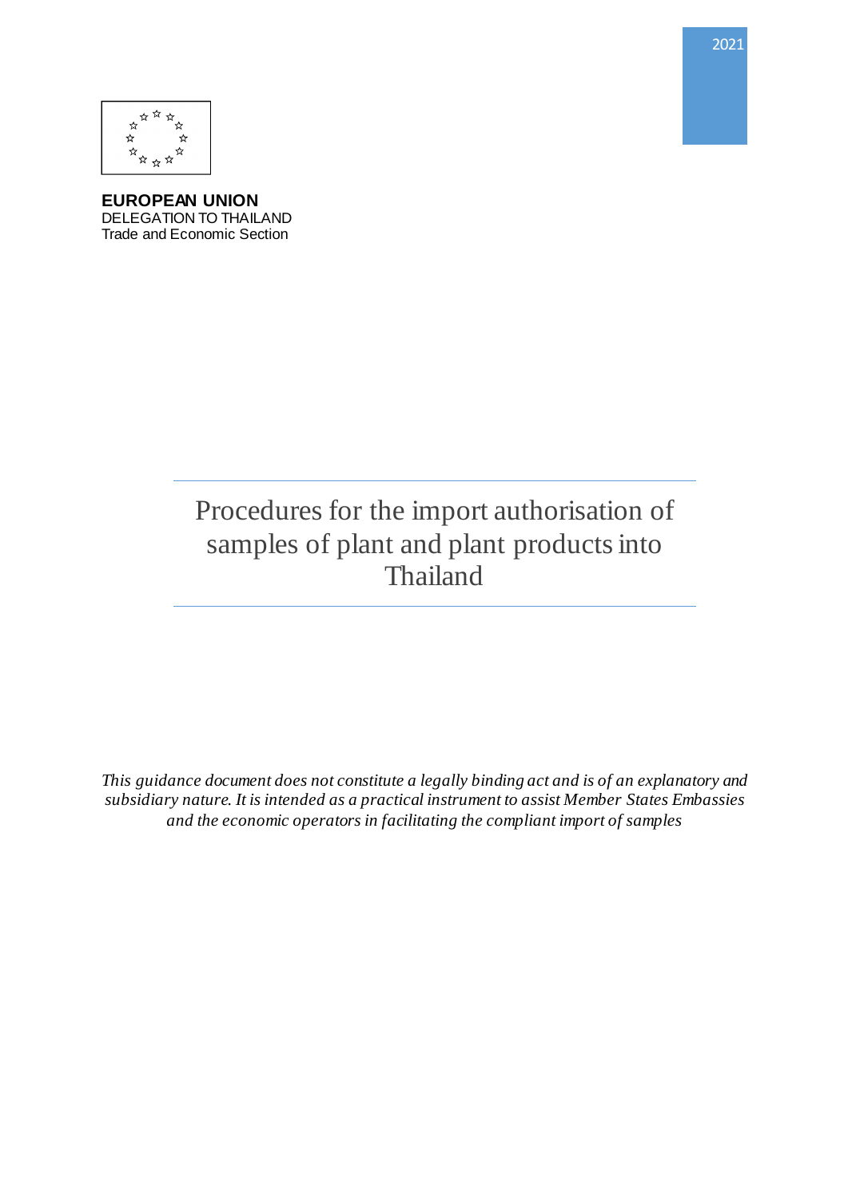2021

**EUROPEAN UNION**
DELEGATION TO THAILAND
Trade and Economic Section

# Procedures for the import authorisation of samples of plant and plant products into Thailand

*This guidance document does not constitute a legally binding act and is of an explanatory and subsidiary nature. It is intended as a practical instrument to assist Member States Embassies and the economic operators in facilitating the compliant import of samples*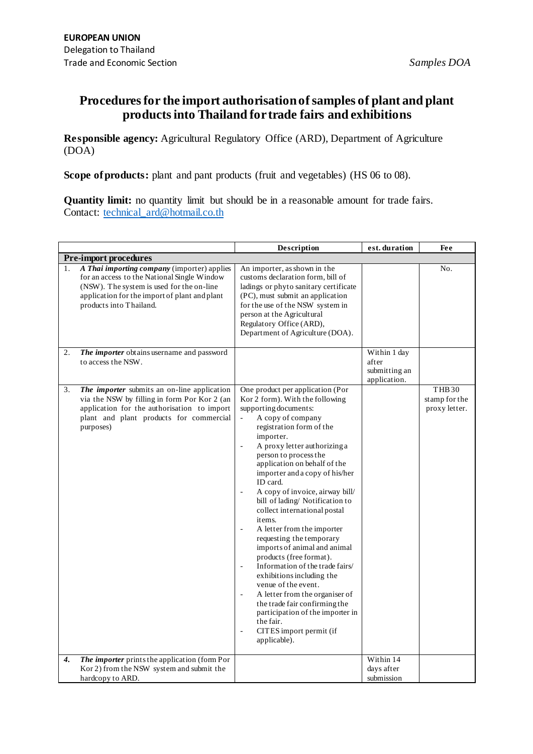**EUROPEAN UNION**
Delegation to Thailand
Trade and Economic Section

*Samples DOA*

# Procedures for the import authorisation of samples of plant and plant products into Thailand for trade fairs and exhibitions

**Responsible agency:** Agricultural Regulatory Office (ARD), Department of Agriculture (DOA)

**Scope of products:** plant and pant products (fruit and vegetables) (HS 06 to 08).

**Quantity limit:** no quantity limit but should be in a reasonable amount for trade fairs.
Contact: technical_ard@hotmail.co.th

| | Description | est. duration | Fee |
|---|---|---|---|
| **Pre-import procedures** | | | |
| 1. ***A Thai importing company*** (importer) applies for an access to the National Single Window (NSW). The system is used for the on-line application for the import of plant and plant products into Thailand. | An importer, as shown in the customs declaration form, bill of ladings or phyto sanitary certificate (PC), must submit an application for the use of the NSW system in person at the Agricultural Regulatory Office (ARD), Department of Agriculture (DOA). | | No. |
| 2. ***The importer*** obtains username and password to access the NSW. | | Within 1 day after submitting an application. | |
| 3. ***The importer*** submits an on-line application via the NSW by filling in form Por Kor 2 (an application for the authorisation to import plant and plant products for commercial purposes) | One product per application (Por Kor 2 form). With the following supporting documents:<br>- A copy of company registration form of the importer.<br>- A proxy letter authorizing a person to process the application on behalf of the importer and a copy of his/her ID card.<br>- A copy of invoice, airway bill/ bill of lading/ Notification to collect international postal items.<br>- A letter from the importer requesting the temporary imports of animal and animal products (free format).<br>- Information of the trade fairs/ exhibitions including the venue of the event.<br>- A letter from the organiser of the trade fair confirming the participation of the importer in the fair.<br>- CITES import permit (if applicable). | | THB 30 stamp for the proxy letter. |
| ***4.*** ***The importer*** prints the application (form Por Kor 2) from the NSW system and submit the hardcopy to ARD. | | Within 14 days after submission | |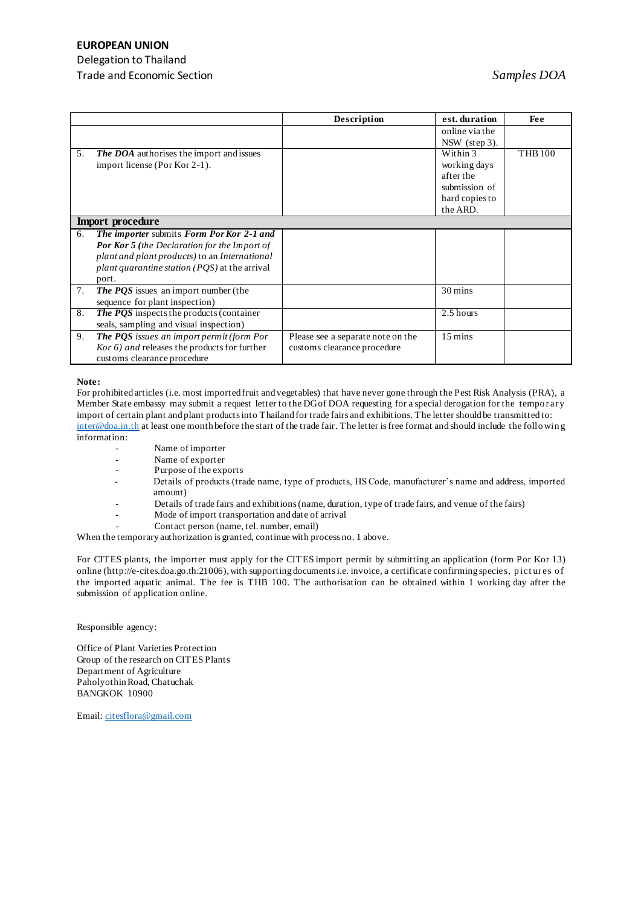| | Description | est. duration | Fee |
|---|---|---|---|
| | | online via the NSW (step 3). | |
| 5. ***The DOA*** authorises the import and issues import license (Por Kor 2-1). | | Within 3 working days after the submission of hard copies to the ARD. | THB 100 |
| **Import procedure** | | | |
| 6. ***The importer*** submits ***Form Por Kor 2-1 and Por Kor 5*** *(the Declaration for the Import of plant and plant products)* to an *International plant quarantine station (PQS)* at the arrival port. | | | |
| 7. ***The PQS*** issues an import number (the sequence for plant inspection) | | 30 mins | |
| 8. ***The PQS*** inspects the products (container seals, sampling and visual inspection) | | 2.5 hours | |
| 9. ***The PQS*** *issues an import permit (form Por Kor 6) and* releases the products for further customs clearance procedure | Please see a separate note on the customs clearance procedure | 15 mins | |

**Note:**

For prohibited articles (i.e. most imported fruit and vegetables) that have never gone through the Pest Risk Analysis (PRA), a Member State embassy may submit a request letter to the DG of DOA requesting for a special derogation for the temporary import of certain plant and plant products into Thailand for trade fairs and exhibitions. The letter should be transmitted to: inter@doa.in.th at least one month before the start of the trade fair. The letter is free format and should include the following information:

- Name of importer
- Name of exporter
- Purpose of the exports
- Details of products (trade name, type of products, HS Code, manufacturer's name and address, imported amount)
- Details of trade fairs and exhibitions (name, duration, type of trade fairs, and venue of the fairs)
- Mode of import transportation and date of arrival
- Contact person (name, tel. number, email)

When the temporary authorization is granted, continue with process no. 1 above.

For CITES plants, the importer must apply for the CITES import permit by submitting an application (form Por Kor 13) online (http://e-cites.doa.go.th:21006), with supporting documents i.e. invoice, a certificate confirming species, pictures of the imported aquatic animal. The fee is THB 100. The authorisation can be obtained within 1 working day after the submission of application online.

Responsible agency:

Office of Plant Varieties Protection
Group of the research on CITES Plants
Department of Agriculture
Paholyothin Road, Chatuchak
BANGKOK 10900

Email: citesflora@gmail.com